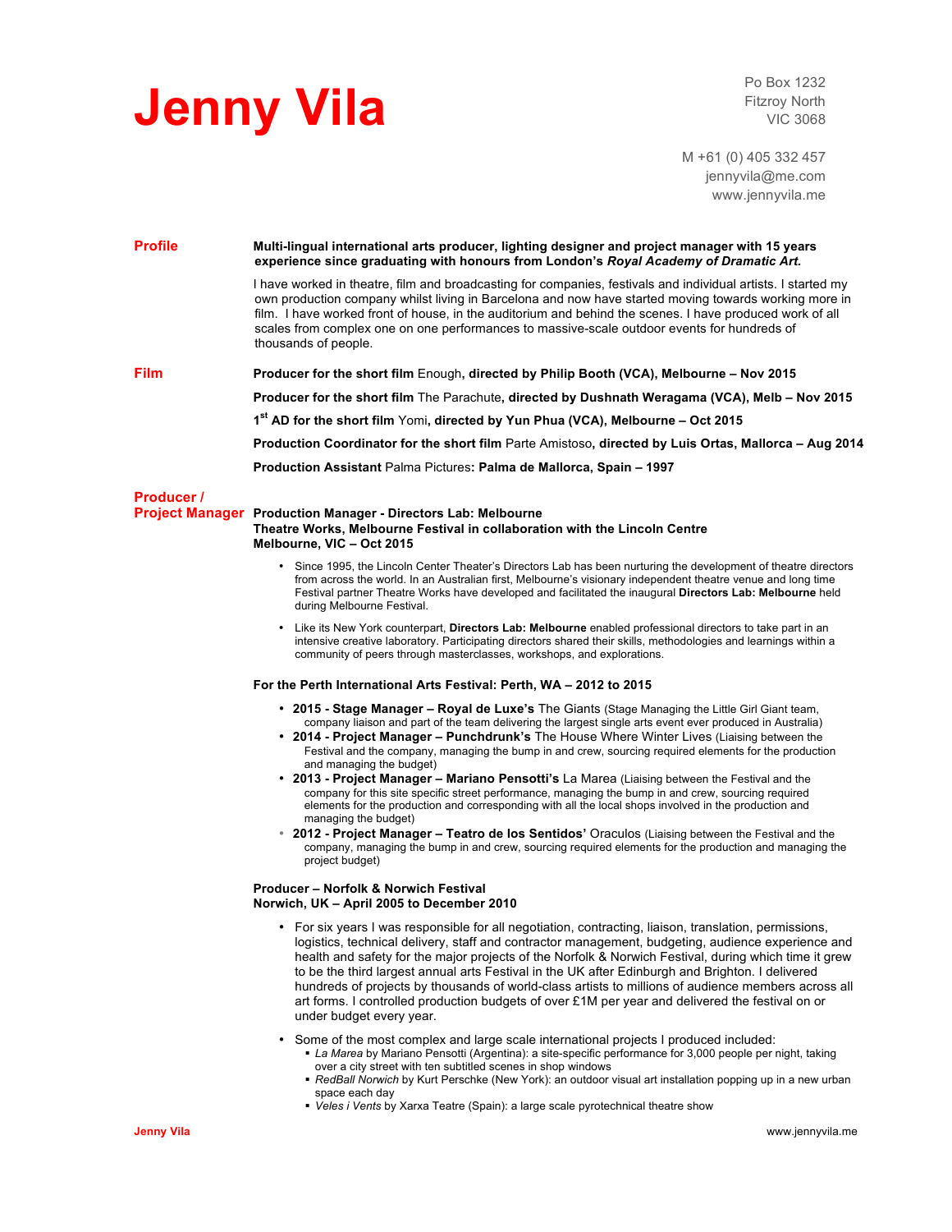# Jenny Vila

Po Box 1232
Fitzroy North
VIC 3068

M +61 (0) 405 332 457
jennyvila@me.com
www.jennyvila.me

## Profile

**Multi-lingual international arts producer, lighting designer and project manager with 15 years experience since graduating with honours from London's *Royal Academy of Dramatic Art.***

I have worked in theatre, film and broadcasting for companies, festivals and individual artists. I started my own production company whilst living in Barcelona and now have started moving towards working more in film. I have worked front of house, in the auditorium and behind the scenes. I have produced work of all scales from complex one on one performances to massive-scale outdoor events for hundreds of thousands of people.

## Film

**Producer for the short film** Enough**, directed by Philip Booth (VCA), Melbourne – Nov 2015**

**Producer for the short film** The Parachute**, directed by Dushnath Weragama (VCA), Melb – Nov 2015**

**1st AD for the short film** Yomi**, directed by Yun Phua (VCA), Melbourne – Oct 2015**

**Production Coordinator for the short film** Parte Amistoso**, directed by Luis Ortas, Mallorca – Aug 2014**

**Production Assistant** Palma Pictures**: Palma de Mallorca, Spain – 1997**

## Producer / Project Manager

**Production Manager - Directors Lab: Melbourne**
**Theatre Works, Melbourne Festival in collaboration with the Lincoln Centre**
**Melbourne, VIC – Oct 2015**

- Since 1995, the Lincoln Center Theater's Directors Lab has been nurturing the development of theatre directors from across the world. In an Australian first, Melbourne's visionary independent theatre venue and long time Festival partner Theatre Works have developed and facilitated the inaugural **Directors Lab: Melbourne** held during Melbourne Festival.
- Like its New York counterpart, **Directors Lab: Melbourne** enabled professional directors to take part in an intensive creative laboratory. Participating directors shared their skills, methodologies and learnings within a community of peers through masterclasses, workshops, and explorations.

**For the Perth International Arts Festival: Perth, WA – 2012 to 2015**

- **2015 - Stage Manager – Royal de Luxe's** The Giants (Stage Managing the Little Girl Giant team, company liaison and part of the team delivering the largest single arts event ever produced in Australia)
- **2014 - Project Manager – Punchdrunk's** The House Where Winter Lives (Liaising between the Festival and the company, managing the bump in and crew, sourcing required elements for the production and managing the budget)
- **2013 - Project Manager – Mariano Pensotti's** La Marea (Liaising between the Festival and the company for this site specific street performance, managing the bump in and crew, sourcing required elements for the production and corresponding with all the local shops involved in the production and managing the budget)
- **2012 - Project Manager – Teatro de los Sentidos'** Oraculos (Liaising between the Festival and the company, managing the bump in and crew, sourcing required elements for the production and managing the project budget)

**Producer – Norfolk & Norwich Festival**
**Norwich, UK – April 2005 to December 2010**

- For six years I was responsible for all negotiation, contracting, liaison, translation, permissions, logistics, technical delivery, staff and contractor management, budgeting, audience experience and health and safety for the major projects of the Norfolk & Norwich Festival, during which time it grew to be the third largest annual arts Festival in the UK after Edinburgh and Brighton. I delivered hundreds of projects by thousands of world-class artists to millions of audience members across all art forms. I controlled production budgets of over £1M per year and delivered the festival on or under budget every year.
- Some of the most complex and large scale international projects I produced included:
  - *La Marea* by Mariano Pensotti (Argentina): a site-specific performance for 3,000 people per night, taking over a city street with ten subtitled scenes in shop windows
  - *RedBall Norwich* by Kurt Perschke (New York): an outdoor visual art installation popping up in a new urban space each day
  - *Veles i Vents* by Xarxa Teatre (Spain): a large scale pyrotechnical theatre show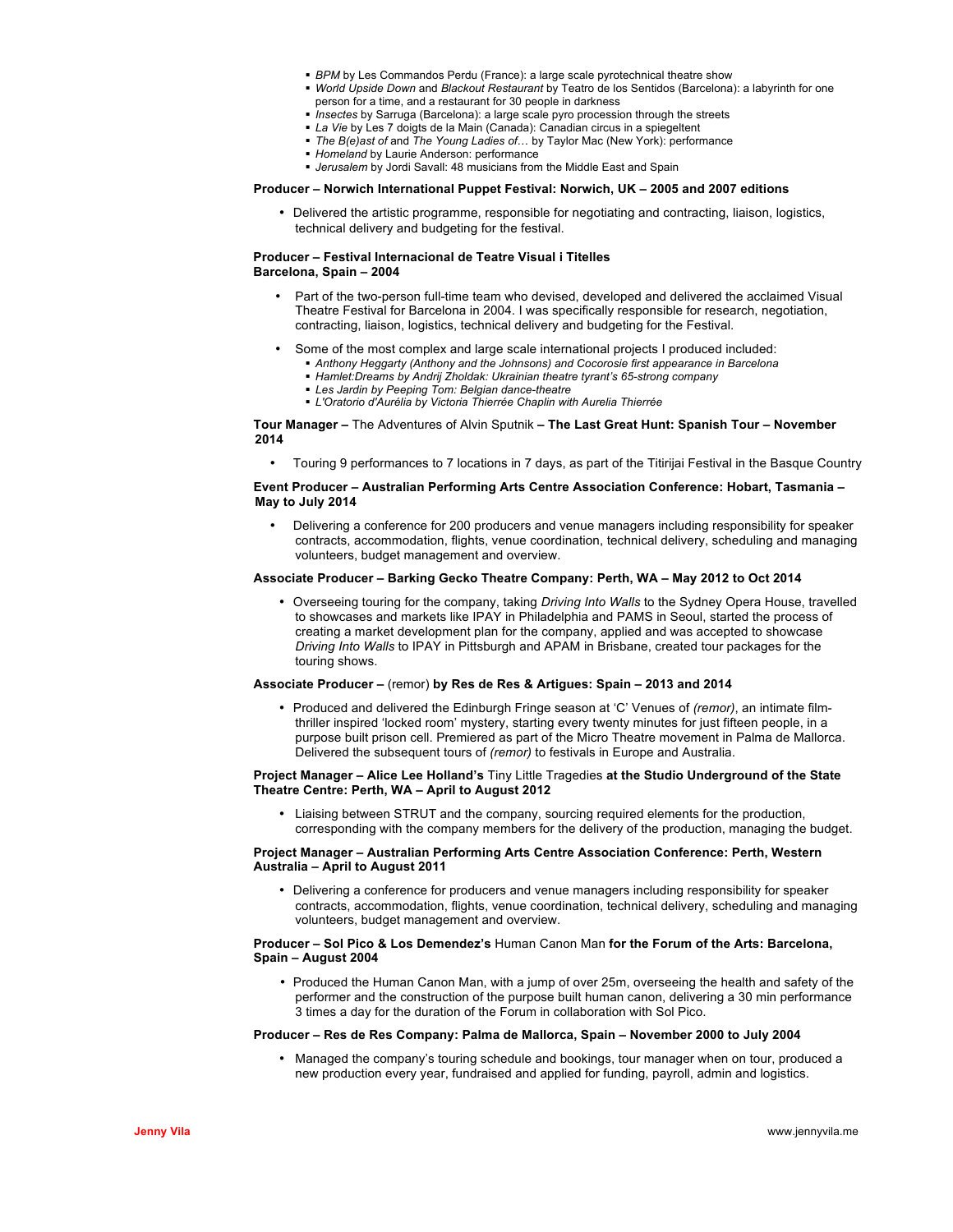- *BPM* by Les Commandos Perdu (France): a large scale pyrotechnical theatre show
- *World Upside Down* and *Blackout Restaurant* by Teatro de los Sentidos (Barcelona): a labyrinth for one person for a time, and a restaurant for 30 people in darkness
- *Insectes* by Sarruga (Barcelona): a large scale pyro procession through the streets
- *La Vie* by Les 7 doigts de la Main (Canada): Canadian circus in a spiegeltent
- *The B(e)ast of* and *The Young Ladies of…* by Taylor Mac (New York): performance
- *Homeland* by Laurie Anderson: performance
- *Jerusalem* by Jordi Savall: 48 musicians from the Middle East and Spain

**Producer – Norwich International Puppet Festival: Norwich, UK – 2005 and 2007 editions**

- Delivered the artistic programme, responsible for negotiating and contracting, liaison, logistics, technical delivery and budgeting for the festival.

**Producer – Festival Internacional de Teatre Visual i Titelles**
**Barcelona, Spain – 2004**

- Part of the two-person full-time team who devised, developed and delivered the acclaimed Visual Theatre Festival for Barcelona in 2004. I was specifically responsible for research, negotiation, contracting, liaison, logistics, technical delivery and budgeting for the Festival.
- Some of the most complex and large scale international projects I produced included:
  - *Anthony Heggarty (Anthony and the Johnsons) and Cocorosie first appearance in Barcelona*
  - *Hamlet:Dreams by Andrij Zholdak: Ukrainian theatre tyrant's 65-strong company*
  - *Les Jardin by Peeping Tom: Belgian dance-theatre*
  - *L'Oratorio d'Aurélia by Victoria Thierrée Chaplin with Aurelia Thierrée*

**Tour Manager –** The Adventures of Alvin Sputnik **– The Last Great Hunt: Spanish Tour – November 2014**

- Touring 9 performances to 7 locations in 7 days, as part of the Titirijai Festival in the Basque Country

**Event Producer – Australian Performing Arts Centre Association Conference: Hobart, Tasmania – May to July 2014**

- Delivering a conference for 200 producers and venue managers including responsibility for speaker contracts, accommodation, flights, venue coordination, technical delivery, scheduling and managing volunteers, budget management and overview.

**Associate Producer – Barking Gecko Theatre Company: Perth, WA – May 2012 to Oct 2014**

- Overseeing touring for the company, taking *Driving Into Walls* to the Sydney Opera House, travelled to showcases and markets like IPAY in Philadelphia and PAMS in Seoul, started the process of creating a market development plan for the company, applied and was accepted to showcase *Driving Into Walls* to IPAY in Pittsburgh and APAM in Brisbane, created tour packages for the touring shows.

**Associate Producer –** (remor) **by Res de Res & Artigues: Spain – 2013 and 2014**

- Produced and delivered the Edinburgh Fringe season at 'C' Venues of *(remor)*, an intimate film-thriller inspired 'locked room' mystery, starting every twenty minutes for just fifteen people, in a purpose built prison cell. Premiered as part of the Micro Theatre movement in Palma de Mallorca. Delivered the subsequent tours of *(remor)* to festivals in Europe and Australia.

**Project Manager – Alice Lee Holland's** Tiny Little Tragedies **at the Studio Underground of the State Theatre Centre: Perth, WA – April to August 2012**

- Liaising between STRUT and the company, sourcing required elements for the production, corresponding with the company members for the delivery of the production, managing the budget.

**Project Manager – Australian Performing Arts Centre Association Conference: Perth, Western Australia – April to August 2011**

- Delivering a conference for producers and venue managers including responsibility for speaker contracts, accommodation, flights, venue coordination, technical delivery, scheduling and managing volunteers, budget management and overview.

**Producer – Sol Pico & Los Demendez's** Human Canon Man **for the Forum of the Arts: Barcelona, Spain – August 2004**

- Produced the Human Canon Man, with a jump of over 25m, overseeing the health and safety of the performer and the construction of the purpose built human canon, delivering a 30 min performance 3 times a day for the duration of the Forum in collaboration with Sol Pico.

**Producer – Res de Res Company: Palma de Mallorca, Spain – November 2000 to July 2004**

- Managed the company's touring schedule and bookings, tour manager when on tour, produced a new production every year, fundraised and applied for funding, payroll, admin and logistics.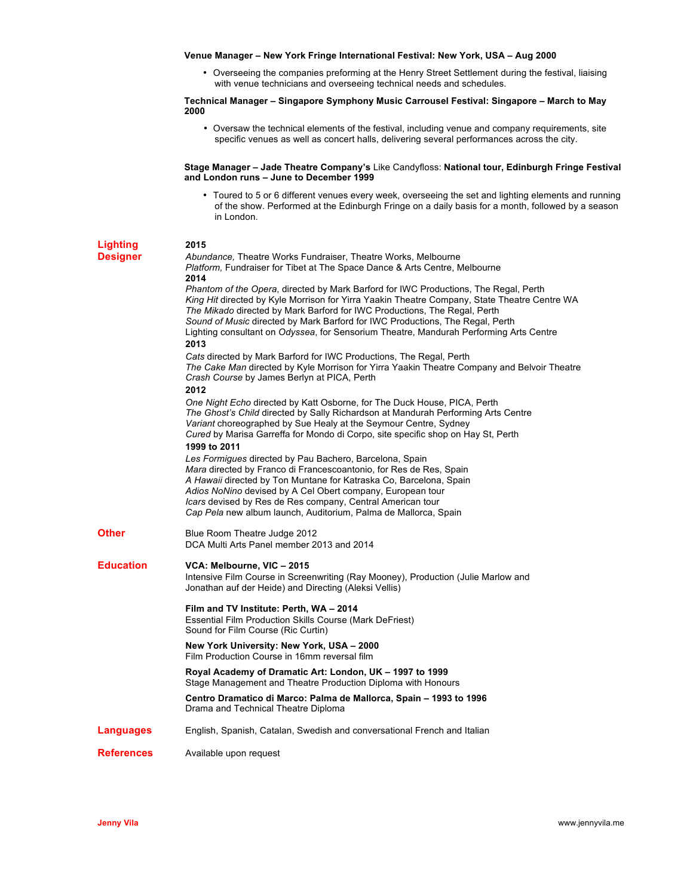**Venue Manager – New York Fringe International Festival: New York, USA – Aug 2000**

- Overseeing the companies preforming at the Henry Street Settlement during the festival, liaising with venue technicians and overseeing technical needs and schedules.

**Technical Manager – Singapore Symphony Music Carrousel Festival: Singapore – March to May 2000**

- Oversaw the technical elements of the festival, including venue and company requirements, site specific venues as well as concert halls, delivering several performances across the city.

**Stage Manager – Jade Theatre Company's** Like Candyfloss: **National tour, Edinburgh Fringe Festival and London runs – June to December 1999**

- Toured to 5 or 6 different venues every week, overseeing the set and lighting elements and running of the show. Performed at the Edinburgh Fringe on a daily basis for a month, followed by a season in London.

## Lighting Designer

**2015**

*Abundance,* Theatre Works Fundraiser, Theatre Works, Melbourne
*Platform,* Fundraiser for Tibet at The Space Dance & Arts Centre, Melbourne

**2014**

*Phantom of the Opera*, directed by Mark Barford for IWC Productions, The Regal, Perth
*King Hit* directed by Kyle Morrison for Yirra Yaakin Theatre Company, State Theatre Centre WA
*The Mikado* directed by Mark Barford for IWC Productions, The Regal, Perth
*Sound of Music* directed by Mark Barford for IWC Productions, The Regal, Perth
Lighting consultant on *Odyssea*, for Sensorium Theatre, Mandurah Performing Arts Centre

**2013**

*Cats* directed by Mark Barford for IWC Productions, The Regal, Perth
*The Cake Man* directed by Kyle Morrison for Yirra Yaakin Theatre Company and Belvoir Theatre
*Crash Course* by James Berlyn at PICA, Perth

**2012**

*One Night Echo* directed by Katt Osborne, for The Duck House, PICA, Perth
*The Ghost's Child* directed by Sally Richardson at Mandurah Performing Arts Centre
*Variant* choreographed by Sue Healy at the Seymour Centre, Sydney
*Cured* by Marisa Garreffa for Mondo di Corpo, site specific shop on Hay St, Perth

**1999 to 2011**

*Les Formigues* directed by Pau Bachero, Barcelona, Spain
*Mara* directed by Franco di Francescoantonio, for Res de Res, Spain
*A Hawaii* directed by Ton Muntane for Katraska Co, Barcelona, Spain
*Adios NoNino* devised by A Cel Obert company, European tour
*Icars* devised by Res de Res company, Central American tour
*Cap Pela* new album launch, Auditorium, Palma de Mallorca, Spain

## Other

Blue Room Theatre Judge 2012
DCA Multi Arts Panel member 2013 and 2014

## Education

**VCA: Melbourne, VIC – 2015**
Intensive Film Course in Screenwriting (Ray Mooney), Production (Julie Marlow and Jonathan auf der Heide) and Directing (Aleksi Vellis)

**Film and TV Institute: Perth, WA – 2014**
Essential Film Production Skills Course (Mark DeFriest)
Sound for Film Course (Ric Curtin)

**New York University: New York, USA – 2000**
Film Production Course in 16mm reversal film

**Royal Academy of Dramatic Art: London, UK – 1997 to 1999**
Stage Management and Theatre Production Diploma with Honours

**Centro Dramatico di Marco: Palma de Mallorca, Spain – 1993 to 1996**
Drama and Technical Theatre Diploma

## Languages

English, Spanish, Catalan, Swedish and conversational French and Italian

## References

Available upon request